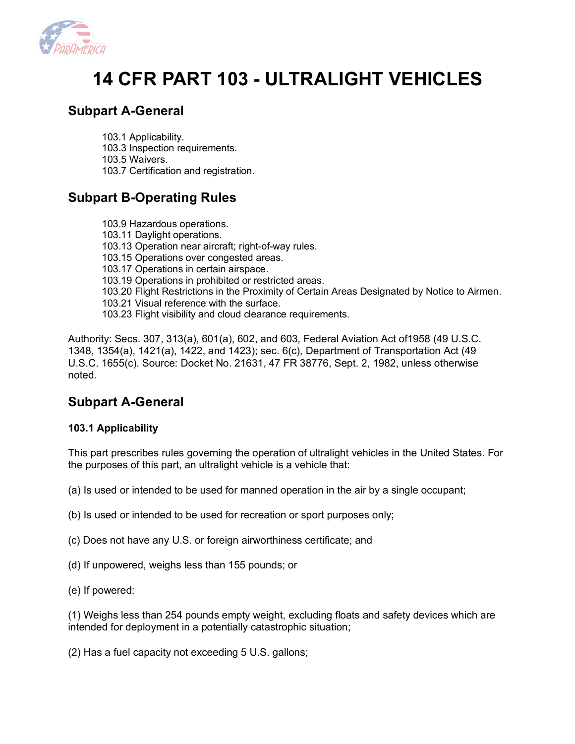# 14 CFR PART 103 - ULTRALIGHT VEHICLES

## Subpart A-General

103.1 Applicability.
103.3 Inspection requirements.
103.5 Waivers.
103.7 Certification and registration.

## Subpart B-Operating Rules

103.9 Hazardous operations.
103.11 Daylight operations.
103.13 Operation near aircraft; right-of-way rules.
103.15 Operations over congested areas.
103.17 Operations in certain airspace.
103.19 Operations in prohibited or restricted areas.
103.20 Flight Restrictions in the Proximity of Certain Areas Designated by Notice to Airmen.
103.21 Visual reference with the surface.
103.23 Flight visibility and cloud clearance requirements.

Authority: Secs. 307, 313(a), 601(a), 602, and 603, Federal Aviation Act of1958 (49 U.S.C. 1348, 1354(a), 1421(a), 1422, and 1423); sec. 6(c), Department of Transportation Act (49 U.S.C. 1655(c). Source: Docket No. 21631, 47 FR 38776, Sept. 2, 1982, unless otherwise noted.

## Subpart A-General

### 103.1 Applicability

This part prescribes rules governing the operation of ultralight vehicles in the United States. For the purposes of this part, an ultralight vehicle is a vehicle that:

(a) Is used or intended to be used for manned operation in the air by a single occupant;

(b) Is used or intended to be used for recreation or sport purposes only;

(c) Does not have any U.S. or foreign airworthiness certificate; and

(d) If unpowered, weighs less than 155 pounds; or

(e) If powered:

(1) Weighs less than 254 pounds empty weight, excluding floats and safety devices which are intended for deployment in a potentially catastrophic situation;

(2) Has a fuel capacity not exceeding 5 U.S. gallons;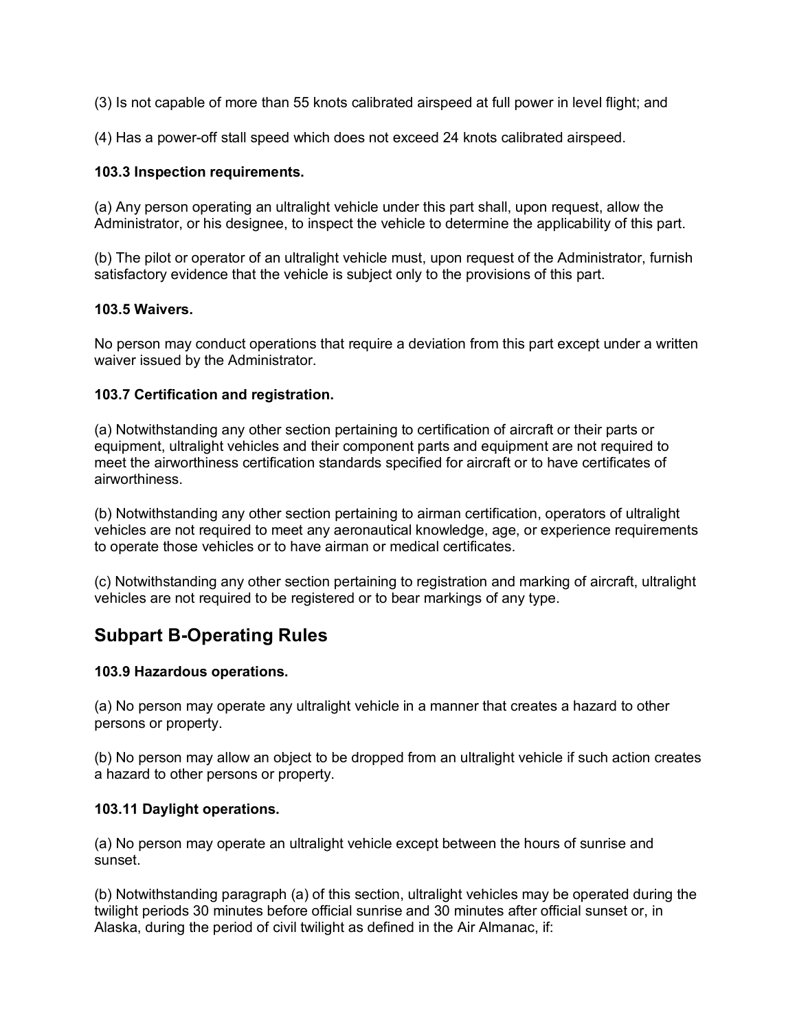(3) Is not capable of more than 55 knots calibrated airspeed at full power in level flight; and

(4) Has a power-off stall speed which does not exceed 24 knots calibrated airspeed.

**103.3 Inspection requirements.**

(a) Any person operating an ultralight vehicle under this part shall, upon request, allow the Administrator, or his designee, to inspect the vehicle to determine the applicability of this part.

(b) The pilot or operator of an ultralight vehicle must, upon request of the Administrator, furnish satisfactory evidence that the vehicle is subject only to the provisions of this part.

**103.5 Waivers.**

No person may conduct operations that require a deviation from this part except under a written waiver issued by the Administrator.

**103.7 Certification and registration.**

(a) Notwithstanding any other section pertaining to certification of aircraft or their parts or equipment, ultralight vehicles and their component parts and equipment are not required to meet the airworthiness certification standards specified for aircraft or to have certificates of airworthiness.

(b) Notwithstanding any other section pertaining to airman certification, operators of ultralight vehicles are not required to meet any aeronautical knowledge, age, or experience requirements to operate those vehicles or to have airman or medical certificates.

(c) Notwithstanding any other section pertaining to registration and marking of aircraft, ultralight vehicles are not required to be registered or to bear markings of any type.

## Subpart B-Operating Rules

**103.9 Hazardous operations.**

(a) No person may operate any ultralight vehicle in a manner that creates a hazard to other persons or property.

(b) No person may allow an object to be dropped from an ultralight vehicle if such action creates a hazard to other persons or property.

**103.11 Daylight operations.**

(a) No person may operate an ultralight vehicle except between the hours of sunrise and sunset.

(b) Notwithstanding paragraph (a) of this section, ultralight vehicles may be operated during the twilight periods 30 minutes before official sunrise and 30 minutes after official sunset or, in Alaska, during the period of civil twilight as defined in the Air Almanac, if: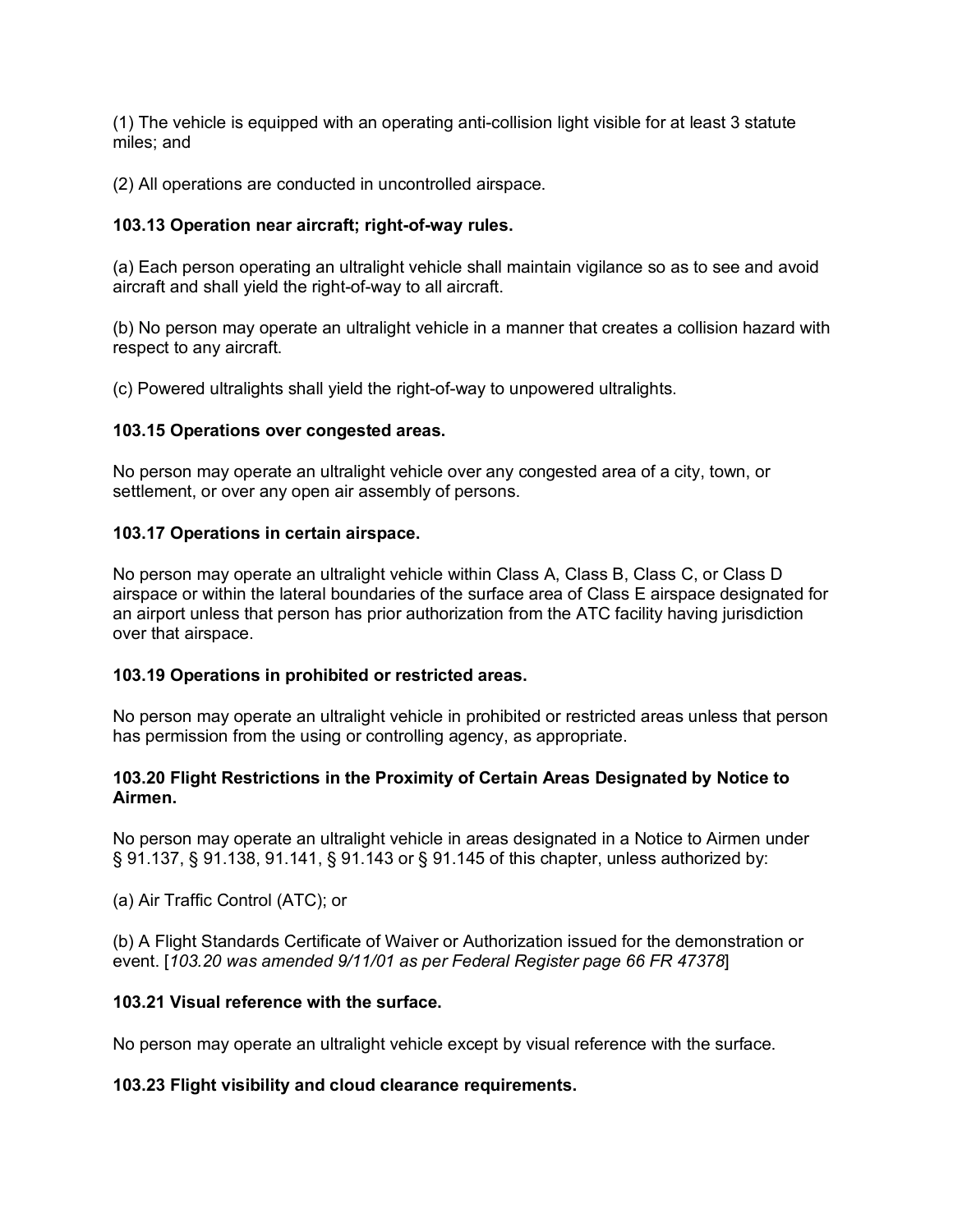(1) The vehicle is equipped with an operating anti-collision light visible for at least 3 statute miles; and

(2) All operations are conducted in uncontrolled airspace.

**103.13 Operation near aircraft; right-of-way rules.**

(a) Each person operating an ultralight vehicle shall maintain vigilance so as to see and avoid aircraft and shall yield the right-of-way to all aircraft.

(b) No person may operate an ultralight vehicle in a manner that creates a collision hazard with respect to any aircraft.

(c) Powered ultralights shall yield the right-of-way to unpowered ultralights.

**103.15 Operations over congested areas.**

No person may operate an ultralight vehicle over any congested area of a city, town, or settlement, or over any open air assembly of persons.

**103.17 Operations in certain airspace.**

No person may operate an ultralight vehicle within Class A, Class B, Class C, or Class D airspace or within the lateral boundaries of the surface area of Class E airspace designated for an airport unless that person has prior authorization from the ATC facility having jurisdiction over that airspace.

**103.19 Operations in prohibited or restricted areas.**

No person may operate an ultralight vehicle in prohibited or restricted areas unless that person has permission from the using or controlling agency, as appropriate.

**103.20 Flight Restrictions in the Proximity of Certain Areas Designated by Notice to Airmen.**

No person may operate an ultralight vehicle in areas designated in a Notice to Airmen under § 91.137, § 91.138, 91.141, § 91.143 or § 91.145 of this chapter, unless authorized by:

(a) Air Traffic Control (ATC); or

(b) A Flight Standards Certificate of Waiver or Authorization issued for the demonstration or event. [*103.20 was amended 9/11/01 as per Federal Register page 66 FR 47378*]

**103.21 Visual reference with the surface.**

No person may operate an ultralight vehicle except by visual reference with the surface.

**103.23 Flight visibility and cloud clearance requirements.**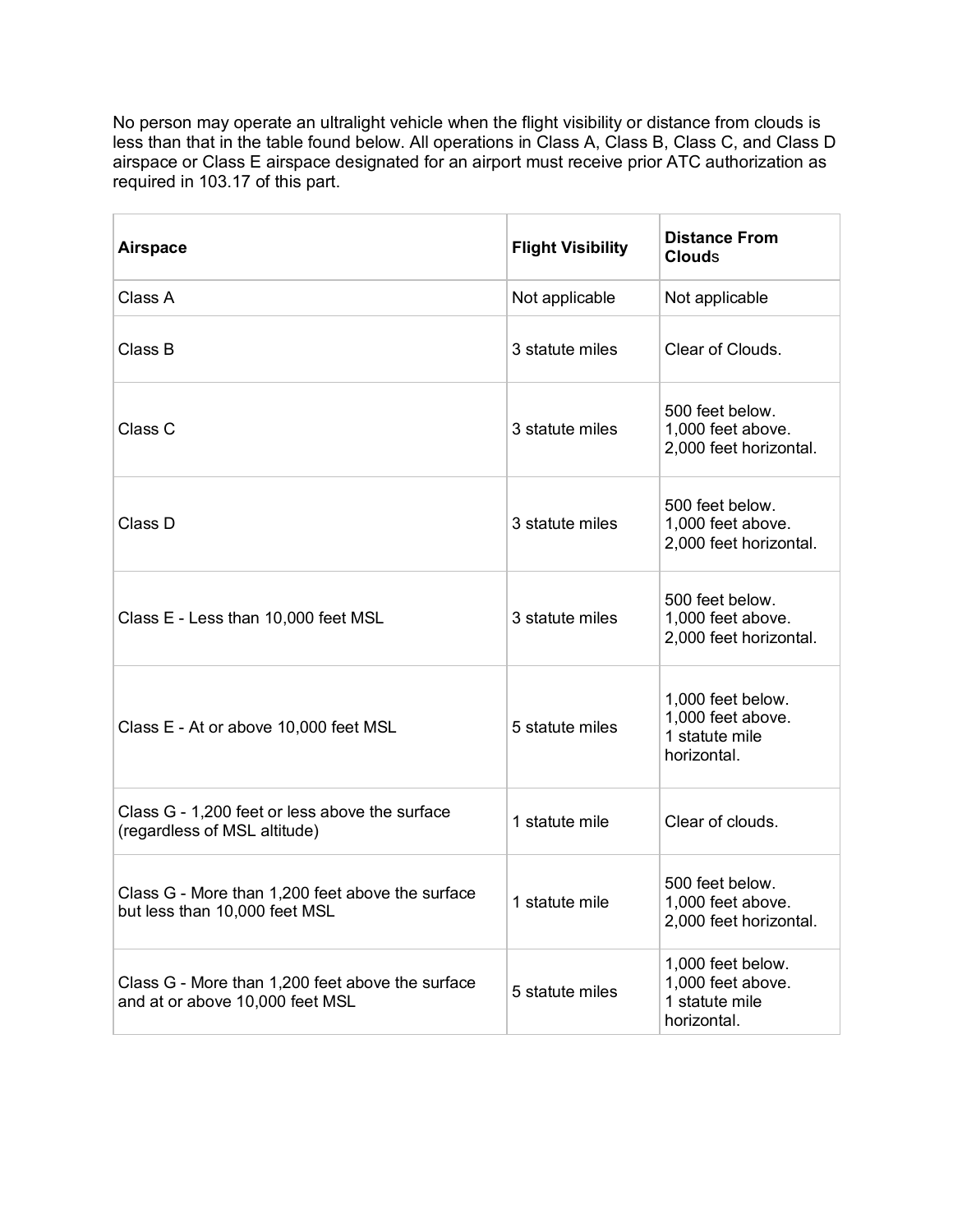No person may operate an ultralight vehicle when the flight visibility or distance from clouds is less than that in the table found below. All operations in Class A, Class B, Class C, and Class D airspace or Class E airspace designated for an airport must receive prior ATC authorization as required in 103.17 of this part.

| **Airspace** | **Flight Visibility** | **Distance From Clouds** |
| --- | --- | --- |
| Class A | Not applicable | Not applicable |
| Class B | 3 statute miles | Clear of Clouds. |
| Class C | 3 statute miles | 500 feet below.<br>1,000 feet above.<br>2,000 feet horizontal. |
| Class D | 3 statute miles | 500 feet below.<br>1,000 feet above.<br>2,000 feet horizontal. |
| Class E - Less than 10,000 feet MSL | 3 statute miles | 500 feet below.<br>1,000 feet above.<br>2,000 feet horizontal. |
| Class E - At or above 10,000 feet MSL | 5 statute miles | 1,000 feet below.<br>1,000 feet above.<br>1 statute mile horizontal. |
| Class G - 1,200 feet or less above the surface (regardless of MSL altitude) | 1 statute mile | Clear of clouds. |
| Class G - More than 1,200 feet above the surface but less than 10,000 feet MSL | 1 statute mile | 500 feet below.<br>1,000 feet above.<br>2,000 feet horizontal. |
| Class G - More than 1,200 feet above the surface and at or above 10,000 feet MSL | 5 statute miles | 1,000 feet below.<br>1,000 feet above.<br>1 statute mile horizontal. |